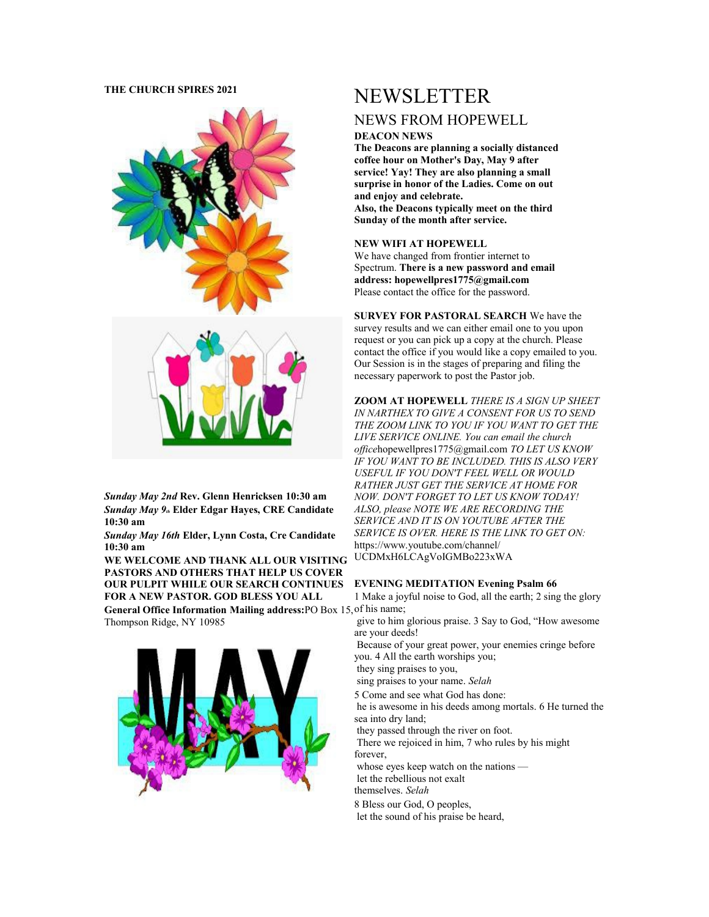**THE CHURCH SPIRES 2021**

*Sunday May 2nd* **Rev. Glenn Henricksen 10:30 am**

*Sunday May 9th* **Elder Edgar Hayes, CRE Candidate 10:30 am**

*Sunday May 16th* **Elder, Lynn Costa, Cre Candidate 10:30 am**

**WE WELCOME AND THANK ALL OUR VISITING PASTORS AND OTHERS THAT HELP US COVER OUR PULPIT WHILE OUR SEARCH CONTINUES FOR A NEW PASTOR. GOD BLESS YOU ALL**

**General Office Information Mailing address:**PO Box 15, Thompson Ridge, NY 10985

# NEWSLETTER

## NEWS FROM HOPEWELL

**DEACON NEWS**

**The Deacons are planning a socially distanced coffee hour on Mother's Day, May 9 after service! Yay! They are also planning a small surprise in honor of the Ladies. Come on out and enjoy and celebrate.**

**Also, the Deacons typically meet on the third Sunday of the month after service.**

**NEW WIFI AT HOPEWELL**

We have changed from frontier internet to Spectrum. **There is a new password and email address: hopewellpres1775@gmail.com**

Please contact the office for the password.

**SURVEY FOR PASTORAL SEARCH** We have the survey results and we can either email one to you upon request or you can pick up a copy at the church. Please contact the office if you would like a copy emailed to you. Our Session is in the stages of preparing and filing the necessary paperwork to post the Pastor job.

**ZOOM AT HOPEWELL** *THERE IS A SIGN UP SHEET IN NARTHEX TO GIVE A CONSENT FOR US TO SEND THE ZOOM LINK TO YOU IF YOU WANT TO GET THE LIVE SERVICE ONLINE. You can email the church office*hopewellpres1775@gmail.com *TO LET US KNOW IF YOU WANT TO BE INCLUDED. THIS IS ALSO VERY USEFUL IF YOU DON'T FEEL WELL OR WOULD RATHER JUST GET THE SERVICE AT HOME FOR NOW. DON'T FORGET TO LET US KNOW TODAY! ALSO, please NOTE WE ARE RECORDING THE SERVICE AND IT IS ON YOUTUBE AFTER THE SERVICE IS OVER. HERE IS THE LINK TO GET ON:* https://www.youtube.com/channel/UCDMxH6LCAgVoIGMBo223xWA

**EVENING MEDITATION Evening Psalm 66**

1 Make a joyful noise to God, all the earth; 2 sing the glory of his name;
give to him glorious praise. 3 Say to God, "How awesome are your deeds!
Because of your great power, your enemies cringe before you. 4 All the earth worships you;
they sing praises to you,
sing praises to your name. *Selah*

5 Come and see what God has done:
he is awesome in his deeds among mortals. 6 He turned the sea into dry land;
they passed through the river on foot.
There we rejoiced in him, 7 who rules by his might forever,
whose eyes keep watch on the nations —
let the rebellious not exalt themselves. *Selah*

8 Bless our God, O peoples,
let the sound of his praise be heard,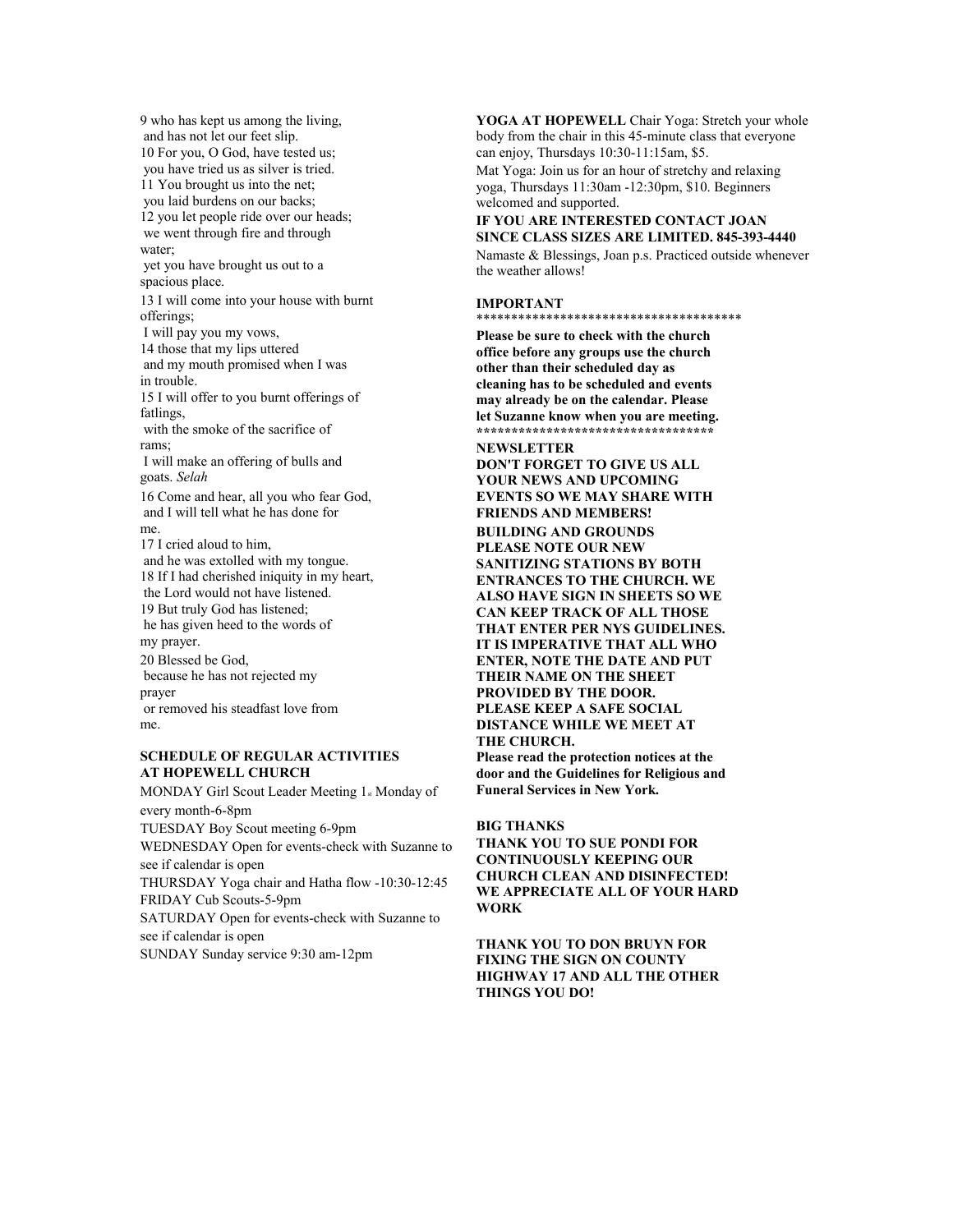9 who has kept us among the living,
 and has not let our feet slip.
10 For you, O God, have tested us;
 you have tried us as silver is tried.
11 You brought us into the net;
 you laid burdens on our backs;
12 you let people ride over our heads;
 we went through fire and through water;
 yet you have brought us out to a spacious place.
13 I will come into your house with burnt offerings;
 I will pay you my vows,
14 those that my lips uttered
 and my mouth promised when I was in trouble.
15 I will offer to you burnt offerings of fatlings,
 with the smoke of the sacrifice of rams;
 I will make an offering of bulls and goats. *Selah*
16 Come and hear, all you who fear God,
 and I will tell what he has done for me.
17 I cried aloud to him,
 and he was extolled with my tongue.
18 If I had cherished iniquity in my heart,
 the Lord would not have listened.
19 But truly God has listened;
 he has given heed to the words of my prayer.
20 Blessed be God,
 because he has not rejected my prayer
 or removed his steadfast love from me.

**SCHEDULE OF REGULAR ACTIVITIES AT HOPEWELL CHURCH**

MONDAY Girl Scout Leader Meeting 1st Monday of every month-6-8pm
TUESDAY Boy Scout meeting 6-9pm
WEDNESDAY Open for events-check with Suzanne to see if calendar is open
THURSDAY Yoga chair and Hatha flow -10:30-12:45
FRIDAY Cub Scouts-5-9pm
SATURDAY Open for events-check with Suzanne to see if calendar is open
SUNDAY Sunday service 9:30 am-12pm

**YOGA AT HOPEWELL** Chair Yoga: Stretch your whole body from the chair in this 45-minute class that everyone can enjoy, Thursdays 10:30-11:15am, $5.

Mat Yoga: Join us for an hour of stretchy and relaxing yoga, Thursdays 11:30am -12:30pm, $10. Beginners welcomed and supported.

**IF YOU ARE INTERESTED CONTACT JOAN SINCE CLASS SIZES ARE LIMITED. 845-393-4440**

Namaste & Blessings, Joan p.s. Practiced outside whenever the weather allows!

**IMPORTANT**
**************************************

**Please be sure to check with the church office before any groups use the church other than their scheduled day as cleaning has to be scheduled and events may already be on the calendar. Please let Suzanne know when you are meeting.**
**************************************

**NEWSLETTER**

**DON'T FORGET TO GIVE US ALL YOUR NEWS AND UPCOMING EVENTS SO WE MAY SHARE WITH FRIENDS AND MEMBERS!**

**BUILDING AND GROUNDS**

**PLEASE NOTE OUR NEW SANITIZING STATIONS BY BOTH ENTRANCES TO THE CHURCH. WE ALSO HAVE SIGN IN SHEETS SO WE CAN KEEP TRACK OF ALL THOSE THAT ENTER PER NYS GUIDELINES. IT IS IMPERATIVE THAT ALL WHO ENTER, NOTE THE DATE AND PUT THEIR NAME ON THE SHEET PROVIDED BY THE DOOR. PLEASE KEEP A SAFE SOCIAL DISTANCE WHILE WE MEET AT THE CHURCH.**

**Please read the protection notices at the door and the Guidelines for Religious and Funeral Services in New York.**

**BIG THANKS**

**THANK YOU TO SUE PONDI FOR CONTINUOUSLY KEEPING OUR CHURCH CLEAN AND DISINFECTED! WE APPRECIATE ALL OF YOUR HARD WORK**

**THANK YOU TO DON BRUYN FOR FIXING THE SIGN ON COUNTY HIGHWAY 17 AND ALL THE OTHER THINGS YOU DO!**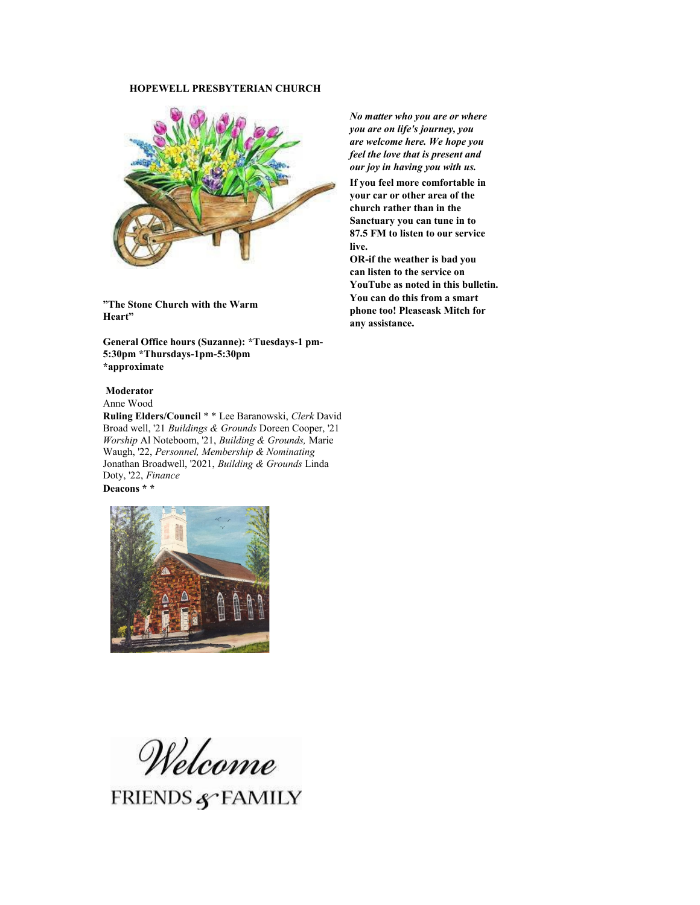**HOPEWELL PRESBYTERIAN CHURCH**

**"The Stone Church with the Warm Heart"**

**General Office hours (Suzanne): *Tuesdays-1 pm-5:30pm *Thursdays-1pm-5:30pm *approximate**

**Moderator**
Anne Wood
**Ruling Elders/Council** * * Lee Baranowski, *Clerk* David Broad well, '21 *Buildings & Grounds* Doreen Cooper, '21 *Worship* Al Noteboom, '21, *Building & Grounds,* Marie Waugh, '22, *Personnel, Membership & Nominating* Jonathan Broadwell, '2021, *Building & Grounds* Linda Doty, '22, *Finance*
**Deacons * ***

Welcome
FRIENDS & FAMILY

***No matter who you are or where you are on life's journey, you are welcome here. We hope you feel the love that is present and our joy in having you with us.***

**If you feel more comfortable in your car or other area of the church rather than in the Sanctuary you can tune in to 87.5 FM to listen to our service live.**
**OR-if the weather is bad you can listen to the service on YouTube as noted in this bulletin. You can do this from a smart phone too! Pleaseask Mitch for any assistance.**